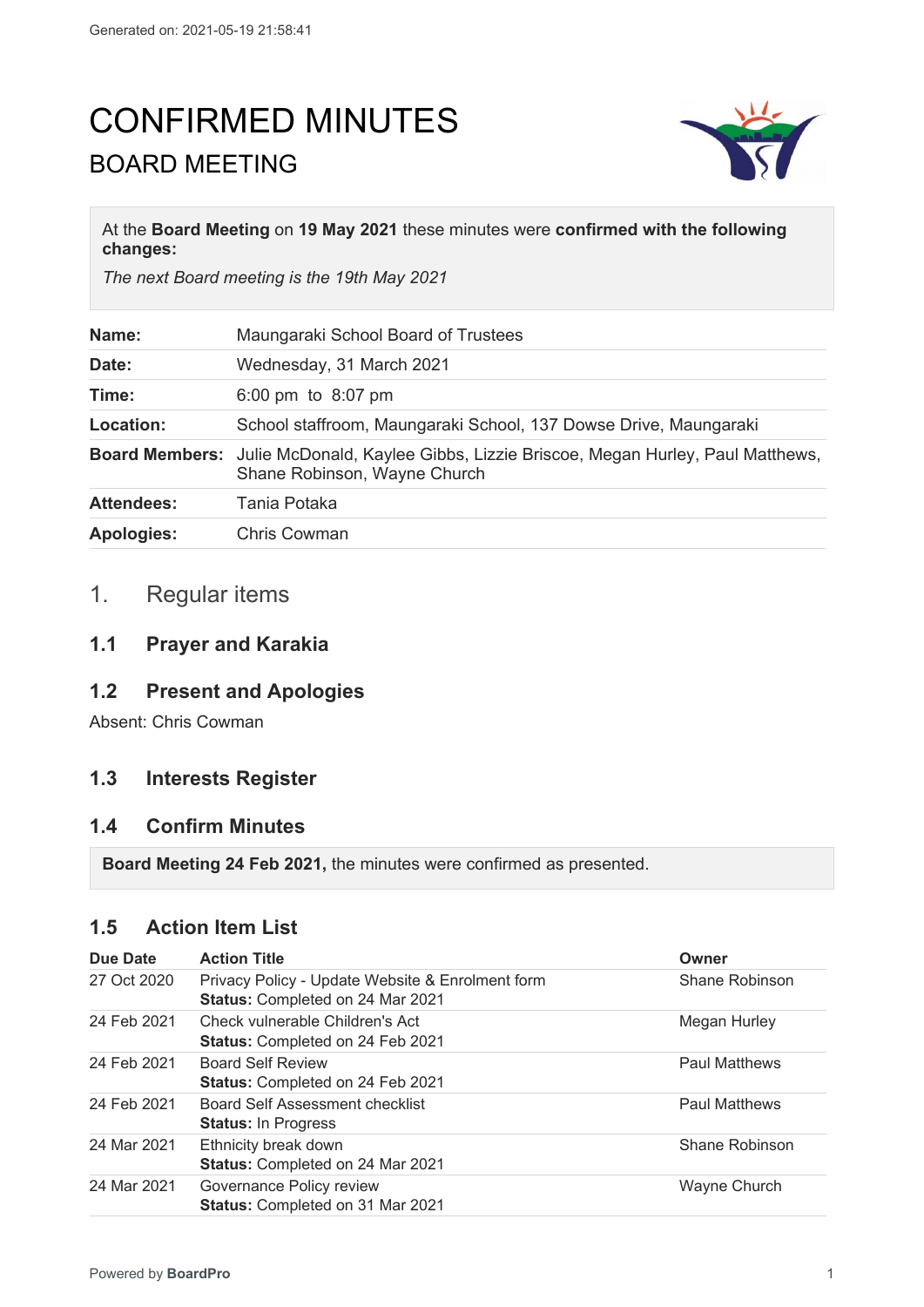Generated on: 2021-05-19 21:58:41

# CONFIRMED MINUTES

## BOARD MEETING

At the **Board Meeting** on **19 May 2021** these minutes were **confirmed with the following changes:**

*The next Board meeting is the 19th May 2021*

| | |
|---|---|
| **Name:** | Maungaraki School Board of Trustees |
| **Date:** | Wednesday, 31 March 2021 |
| **Time:** | 6:00 pm to 8:07 pm |
| **Location:** | School staffroom, Maungaraki School, 137 Dowse Drive, Maungaraki |
| **Board Members:** | Julie McDonald, Kaylee Gibbs, Lizzie Briscoe, Megan Hurley, Paul Matthews, Shane Robinson, Wayne Church |
| **Attendees:** | Tania Potaka |
| **Apologies:** | Chris Cowman |

## 1. Regular items

### 1.1 Prayer and Karakia

### 1.2 Present and Apologies

Absent: Chris Cowman

### 1.3 Interests Register

### 1.4 Confirm Minutes

**Board Meeting 24 Feb 2021,** the minutes were confirmed as presented.

### 1.5 Action Item List

| Due Date | Action Title | Owner |
|---|---|---|
| 27 Oct 2020 | Privacy Policy - Update Website & Enrolment form<br>**Status:** Completed on 24 Mar 2021 | Shane Robinson |
| 24 Feb 2021 | Check vulnerable Children's Act<br>**Status:** Completed on 24 Feb 2021 | Megan Hurley |
| 24 Feb 2021 | Board Self Review<br>**Status:** Completed on 24 Feb 2021 | Paul Matthews |
| 24 Feb 2021 | Board Self Assessment checklist<br>**Status:** In Progress | Paul Matthews |
| 24 Mar 2021 | Ethnicity break down<br>**Status:** Completed on 24 Mar 2021 | Shane Robinson |
| 24 Mar 2021 | Governance Policy review<br>**Status:** Completed on 31 Mar 2021 | Wayne Church |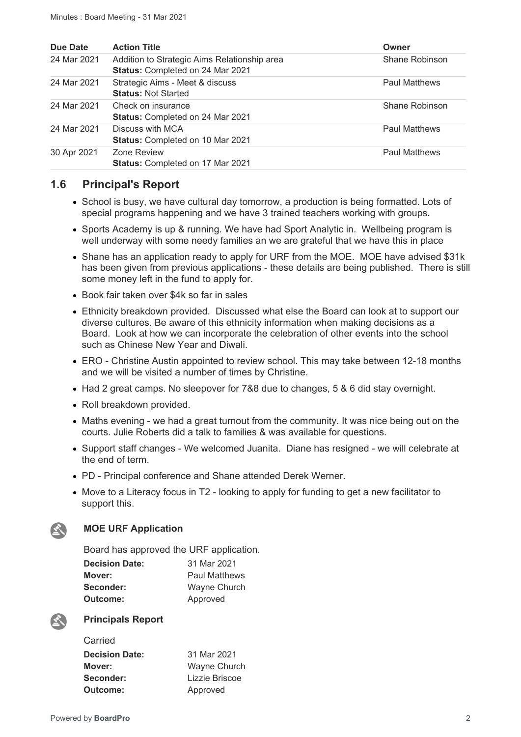| Due Date | Action Title | Owner |
|---|---|---|
| 24 Mar 2021 | Addition to Strategic Aims Relationship area<br>**Status:** Completed on 24 Mar 2021 | Shane Robinson |
| 24 Mar 2021 | Strategic Aims - Meet & discuss<br>**Status:** Not Started | Paul Matthews |
| 24 Mar 2021 | Check on insurance<br>**Status:** Completed on 24 Mar 2021 | Shane Robinson |
| 24 Mar 2021 | Discuss with MCA<br>**Status:** Completed on 10 Mar 2021 | Paul Matthews |
| 30 Apr 2021 | Zone Review<br>**Status:** Completed on 17 Mar 2021 | Paul Matthews |

## 1.6 Principal's Report

- School is busy, we have cultural day tomorrow, a production is being formatted. Lots of special programs happening and we have 3 trained teachers working with groups.
- Sports Academy is up & running. We have had Sport Analytic in. Wellbeing program is well underway with some needy families an we are grateful that we have this in place
- Shane has an application ready to apply for URF from the MOE. MOE have advised $31k has been given from previous applications - these details are being published. There is still some money left in the fund to apply for.
- Book fair taken over $4k so far in sales
- Ethnicity breakdown provided. Discussed what else the Board can look at to support our diverse cultures. Be aware of this ethnicity information when making decisions as a Board. Look at how we can incorporate the celebration of other events into the school such as Chinese New Year and Diwali.
- ERO - Christine Austin appointed to review school. This may take between 12-18 months and we will be visited a number of times by Christine.
- Had 2 great camps. No sleepover for 7&8 due to changes, 5 & 6 did stay overnight.
- Roll breakdown provided.
- Maths evening - we had a great turnout from the community. It was nice being out on the courts. Julie Roberts did a talk to families & was available for questions.
- Support staff changes - We welcomed Juanita. Diane has resigned - we will celebrate at the end of term.
- PD - Principal conference and Shane attended Derek Werner.
- Move to a Literacy focus in T2 - looking to apply for funding to get a new facilitator to support this.

### MOE URF Application

Board has approved the URF application.

**Decision Date:** 31 Mar 2021
**Mover:** Paul Matthews
**Seconder:** Wayne Church
**Outcome:** Approved

### Principals Report

Carried

**Decision Date:** 31 Mar 2021
**Mover:** Wayne Church
**Seconder:** Lizzie Briscoe
**Outcome:** Approved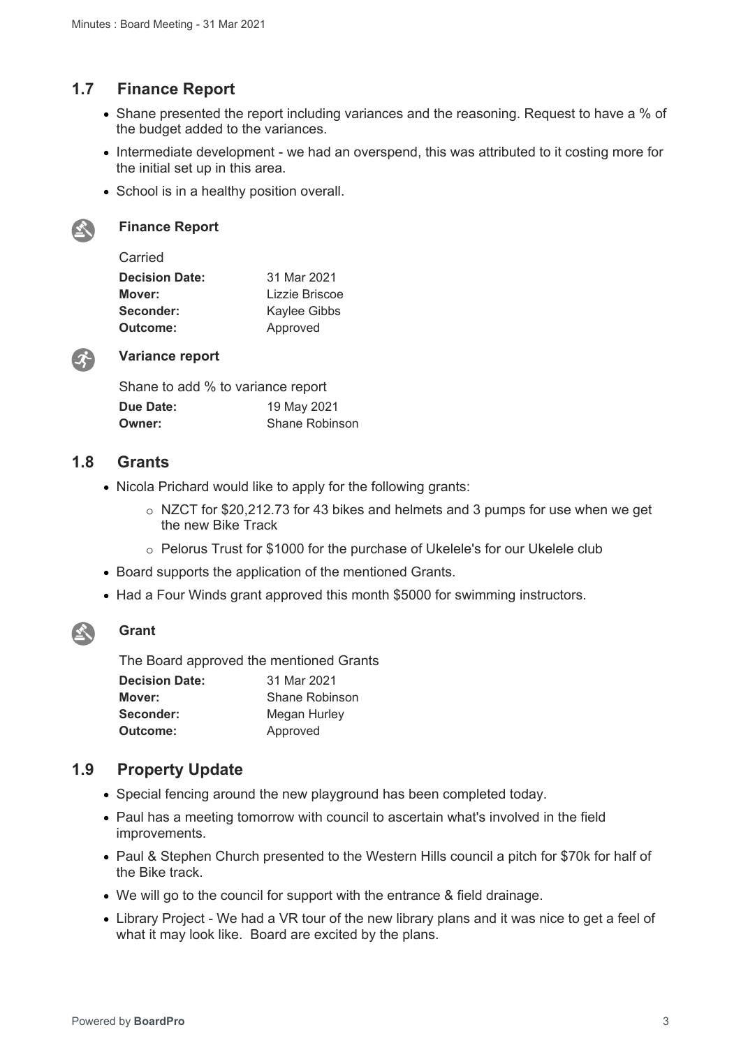## 1.7 Finance Report

- Shane presented the report including variances and the reasoning. Request to have a % of the budget added to the variances.
- Intermediate development - we had an overspend, this was attributed to it costing more for the initial set up in this area.
- School is in a healthy position overall.

### Finance Report

Carried

**Decision Date:** 31 Mar 2021
**Mover:** Lizzie Briscoe
**Seconder:** Kaylee Gibbs
**Outcome:** Approved

### Variance report

Shane to add % to variance report

**Due Date:** 19 May 2021
**Owner:** Shane Robinson

## 1.8 Grants

- Nicola Prichard would like to apply for the following grants:
  - NZCT for $20,212.73 for 43 bikes and helmets and 3 pumps for use when we get the new Bike Track
  - Pelorus Trust for $1000 for the purchase of Ukelele's for our Ukelele club
- Board supports the application of the mentioned Grants.
- Had a Four Winds grant approved this month $5000 for swimming instructors.

### Grant

The Board approved the mentioned Grants

**Decision Date:** 31 Mar 2021
**Mover:** Shane Robinson
**Seconder:** Megan Hurley
**Outcome:** Approved

## 1.9 Property Update

- Special fencing around the new playground has been completed today.
- Paul has a meeting tomorrow with council to ascertain what's involved in the field improvements.
- Paul & Stephen Church presented to the Western Hills council a pitch for $70k for half of the Bike track.
- We will go to the council for support with the entrance & field drainage.
- Library Project - We had a VR tour of the new library plans and it was nice to get a feel of what it may look like. Board are excited by the plans.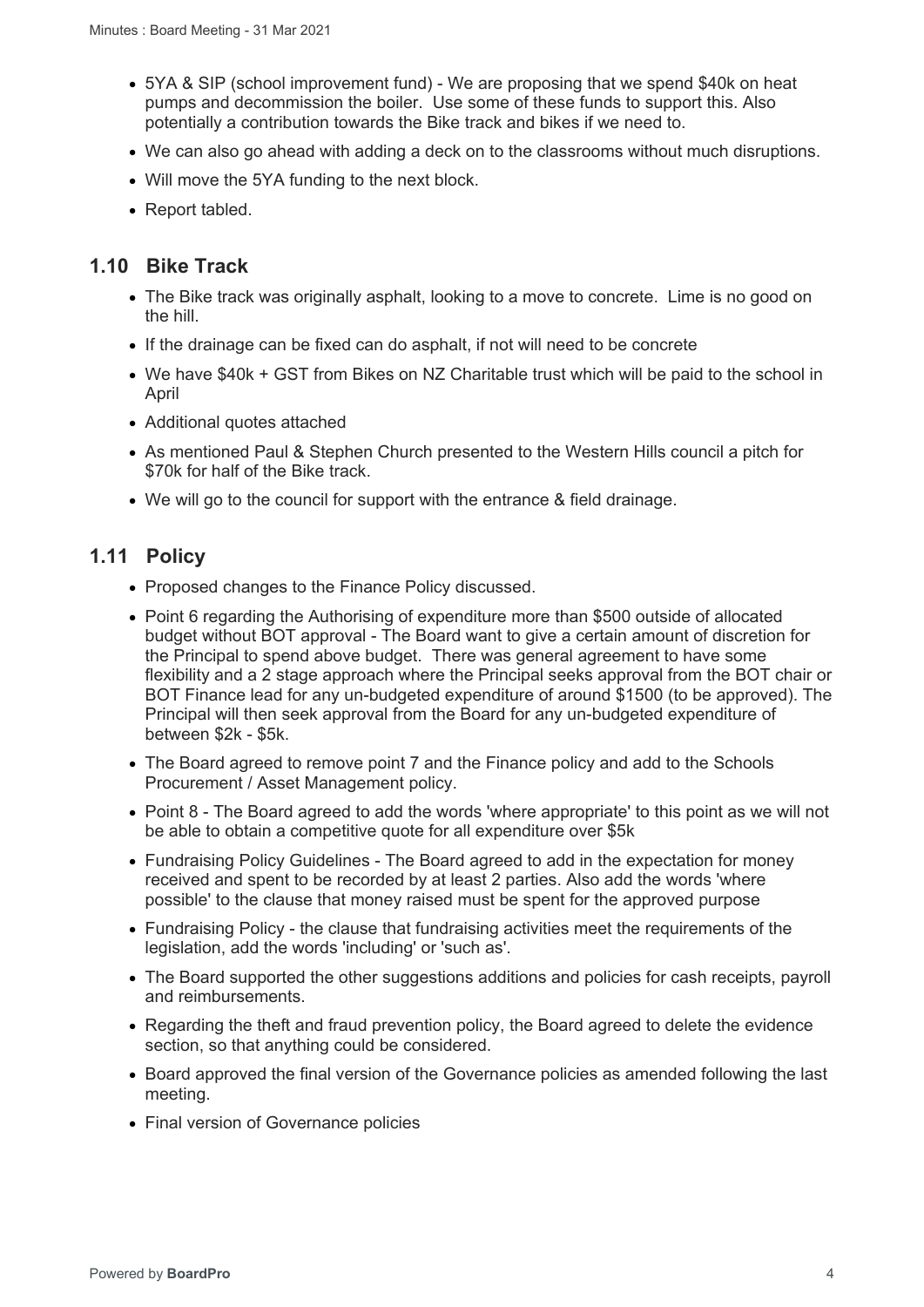- 5YA & SIP (school improvement fund) - We are proposing that we spend $40k on heat pumps and decommission the boiler. Use some of these funds to support this. Also potentially a contribution towards the Bike track and bikes if we need to.
- We can also go ahead with adding a deck on to the classrooms without much disruptions.
- Will move the 5YA funding to the next block.
- Report tabled.

## 1.10 Bike Track

- The Bike track was originally asphalt, looking to a move to concrete. Lime is no good on the hill.
- If the drainage can be fixed can do asphalt, if not will need to be concrete
- We have $40k + GST from Bikes on NZ Charitable trust which will be paid to the school in April
- Additional quotes attached
- As mentioned Paul & Stephen Church presented to the Western Hills council a pitch for $70k for half of the Bike track.
- We will go to the council for support with the entrance & field drainage.

## 1.11 Policy

- Proposed changes to the Finance Policy discussed.
- Point 6 regarding the Authorising of expenditure more than $500 outside of allocated budget without BOT approval - The Board want to give a certain amount of discretion for the Principal to spend above budget. There was general agreement to have some flexibility and a 2 stage approach where the Principal seeks approval from the BOT chair or BOT Finance lead for any un-budgeted expenditure of around $1500 (to be approved). The Principal will then seek approval from the Board for any un-budgeted expenditure of between $2k - $5k.
- The Board agreed to remove point 7 and the Finance policy and add to the Schools Procurement / Asset Management policy.
- Point 8 - The Board agreed to add the words 'where appropriate' to this point as we will not be able to obtain a competitive quote for all expenditure over $5k
- Fundraising Policy Guidelines - The Board agreed to add in the expectation for money received and spent to be recorded by at least 2 parties. Also add the words 'where possible' to the clause that money raised must be spent for the approved purpose
- Fundraising Policy - the clause that fundraising activities meet the requirements of the legislation, add the words 'including' or 'such as'.
- The Board supported the other suggestions additions and policies for cash receipts, payroll and reimbursements.
- Regarding the theft and fraud prevention policy, the Board agreed to delete the evidence section, so that anything could be considered.
- Board approved the final version of the Governance policies as amended following the last meeting.
- Final version of Governance policies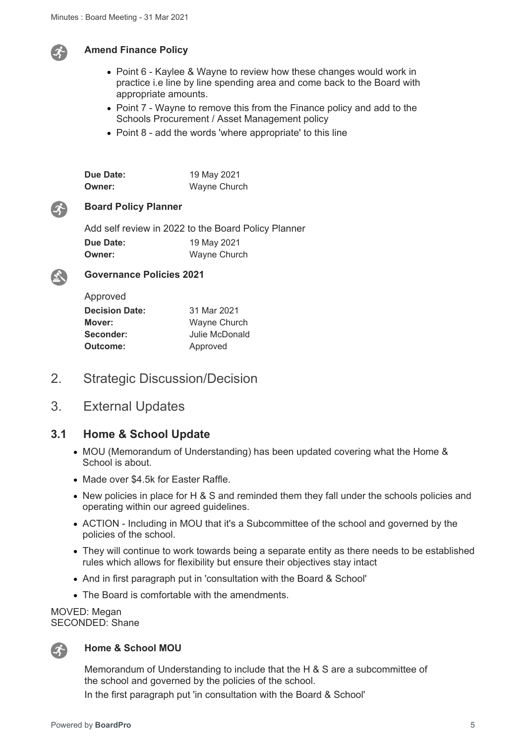#### Amend Finance Policy

- Point 6 - Kaylee & Wayne to review how these changes would work in practice i.e line by line spending area and come back to the Board with appropriate amounts.
- Point 7 - Wayne to remove this from the Finance policy and add to the Schools Procurement / Asset Management policy
- Point 8 - add the words 'where appropriate' to this line

**Due Date:** 19 May 2021
**Owner:** Wayne Church

#### Board Policy Planner

Add self review in 2022 to the Board Policy Planner

**Due Date:** 19 May 2021
**Owner:** Wayne Church

#### Governance Policies 2021

Approved

**Decision Date:** 31 Mar 2021
**Mover:** Wayne Church
**Seconder:** Julie McDonald
**Outcome:** Approved

## 2. Strategic Discussion/Decision

## 3. External Updates

### 3.1 Home & School Update

- MOU (Memorandum of Understanding) has been updated covering what the Home & School is about.
- Made over $4.5k for Easter Raffle.
- New policies in place for H & S and reminded them they fall under the schools policies and operating within our agreed guidelines.
- ACTION - Including in MOU that it's a Subcommittee of the school and governed by the policies of the school.
- They will continue to work towards being a separate entity as there needs to be established rules which allows for flexibility but ensure their objectives stay intact
- And in first paragraph put in 'consultation with the Board & School'
- The Board is comfortable with the amendments.

MOVED: Megan
SECONDED: Shane

#### Home & School MOU

Memorandum of Understanding to include that the H & S are a subcommittee of the school and governed by the policies of the school.
In the first paragraph put 'in consultation with the Board & School'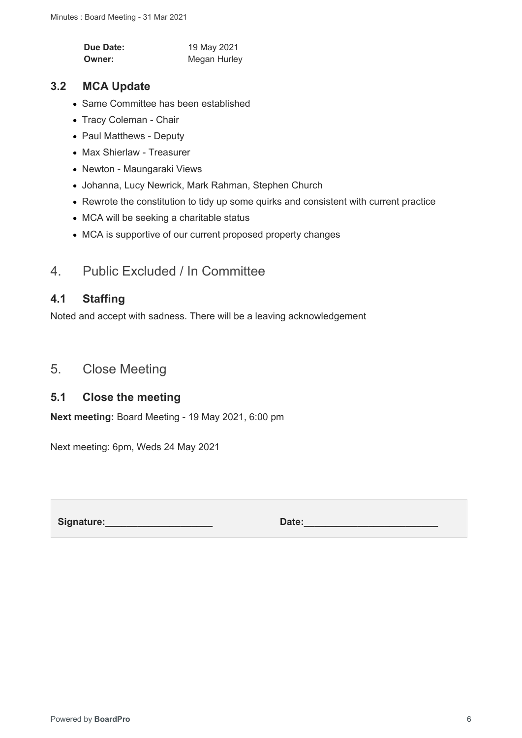**Due Date:** 19 May 2021
**Owner:** Megan Hurley

### 3.2 MCA Update

- Same Committee has been established
- Tracy Coleman - Chair
- Paul Matthews - Deputy
- Max Shierlaw - Treasurer
- Newton - Maungaraki Views
- Johanna, Lucy Newrick, Mark Rahman, Stephen Church
- Rewrote the constitution to tidy up some quirks and consistent with current practice
- MCA will be seeking a charitable status
- MCA is supportive of our current proposed property changes

## 4. Public Excluded / In Committee

### 4.1 Staffing

Noted and accept with sadness. There will be a leaving acknowledgement

## 5. Close Meeting

### 5.1 Close the meeting

**Next meeting:** Board Meeting - 19 May 2021, 6:00 pm

Next meeting: 6pm, Weds 24 May 2021

**Signature:**____________________ **Date:**_________________________